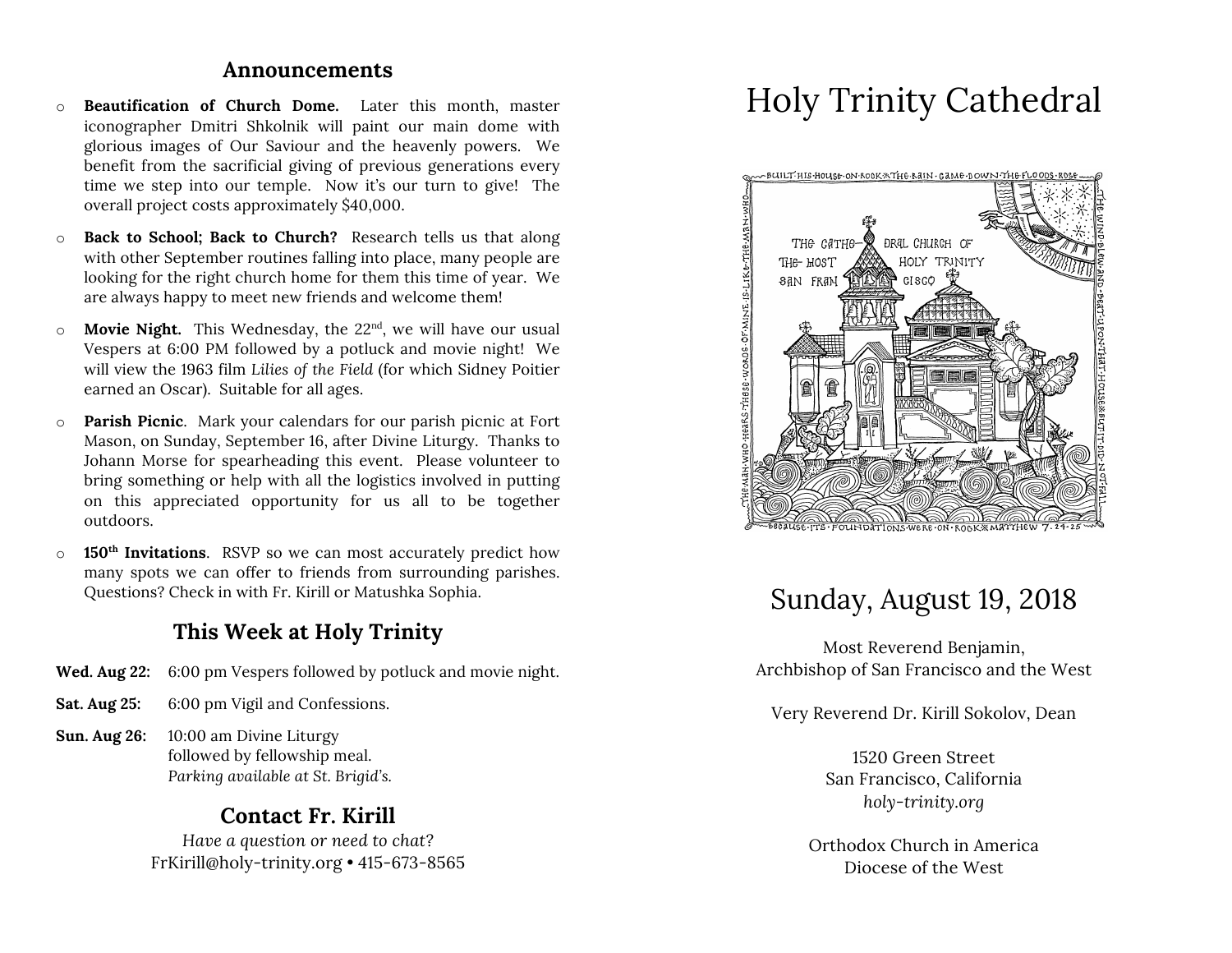## Announcements

- **Beautification of Church Dome.** Later this month, master iconographer Dmitri Shkolnik will paint our main dome with glorious images of Our Saviour and the heavenly powers. We benefit from the sacrificial giving of previous generations every time we step into our temple. Now it's our turn to give! The overall project costs approximately $40,000.
- **Back to School; Back to Church?** Research tells us that along with other September routines falling into place, many people are looking for the right church home for them this time of year. We are always happy to meet new friends and welcome them!
- **Movie Night.** This Wednesday, the 22nd, we will have our usual Vespers at 6:00 PM followed by a potluck and movie night! We will view the 1963 film *Lilies of the Field* (for which Sidney Poitier earned an Oscar). Suitable for all ages.
- **Parish Picnic**. Mark your calendars for our parish picnic at Fort Mason, on Sunday, September 16, after Divine Liturgy. Thanks to Johann Morse for spearheading this event. Please volunteer to bring something or help with all the logistics involved in putting on this appreciated opportunity for us all to be together outdoors.
- **150th Invitations**. RSVP so we can most accurately predict how many spots we can offer to friends from surrounding parishes. Questions? Check in with Fr. Kirill or Matushka Sophia.

## This Week at Holy Trinity

**Wed. Aug 22:** 6:00 pm Vespers followed by potluck and movie night.

**Sat. Aug 25:** 6:00 pm Vigil and Confessions.

**Sun. Aug 26:** 10:00 am Divine Liturgy followed by fellowship meal.
*Parking available at St. Brigid's.*

## Contact Fr. Kirill

*Have a question or need to chat?*
FrKirill@holy-trinity.org • 415-673-8565

# Holy Trinity Cathedral

BUILT HIS HOUSE ON ROCK & THE RAIN CAME DOWN THE FLOODS ROSE THE WIND BLEW AND BEAT UPON THAT HOUSE & BUT IT DID NOT FALL BECAUSE ITS FOUNDATIONS WERE ON ROCK ※ MATTHEW 7. 24-25 THE MAN WHO HEARS THESE WORDS OF MINE IS LIKE THE MAN WHO

THE CATHEDRAL CHURCH OF THE MOST HOLY TRINITY SAN FRANCISCO

## Sunday, August 19, 2018

Most Reverend Benjamin,
Archbishop of San Francisco and the West

Very Reverend Dr. Kirill Sokolov, Dean

1520 Green Street
San Francisco, California
*holy-trinity.org*

Orthodox Church in America
Diocese of the West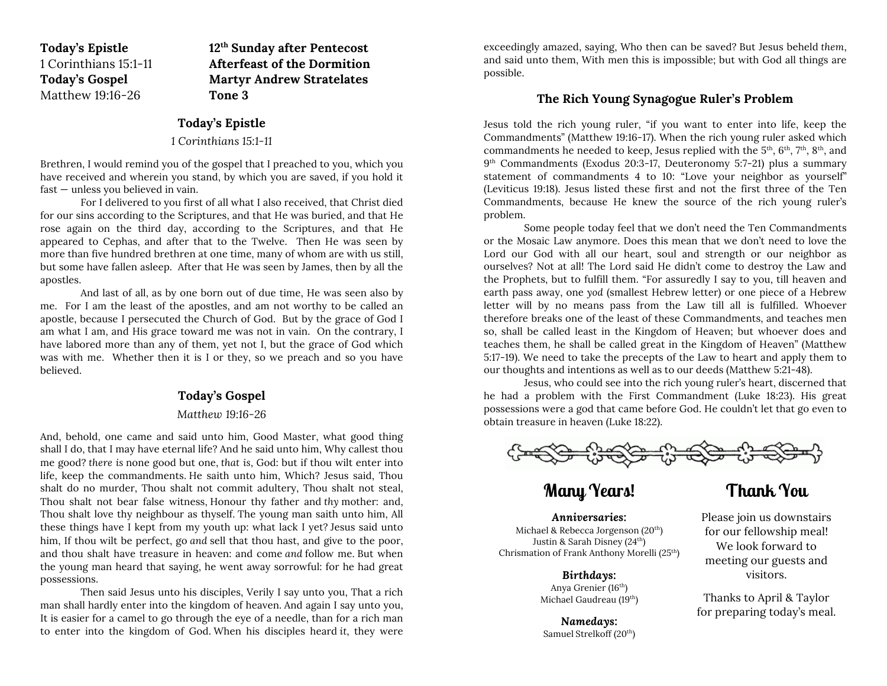**Today's Epistle**
1 Corinthians 15:1-11
**Today's Gospel**
Matthew 19:16-26

**12th Sunday after Pentecost**
**Afterfeast of the Dormition**
**Martyr Andrew Stratelates**
**Tone 3**

## Today's Epistle

*1 Corinthians 15:1-11*

Brethren, I would remind you of the gospel that I preached to you, which you have received and wherein you stand, by which you are saved, if you hold it fast — unless you believed in vain.

For I delivered to you first of all what I also received, that Christ died for our sins according to the Scriptures, and that He was buried, and that He rose again on the third day, according to the Scriptures, and that He appeared to Cephas, and after that to the Twelve. Then He was seen by more than five hundred brethren at one time, many of whom are with us still, but some have fallen asleep. After that He was seen by James, then by all the apostles.

And last of all, as by one born out of due time, He was seen also by me. For I am the least of the apostles, and am not worthy to be called an apostle, because I persecuted the Church of God. But by the grace of God I am what I am, and His grace toward me was not in vain. On the contrary, I have labored more than any of them, yet not I, but the grace of God which was with me. Whether then it is I or they, so we preach and so you have believed.

## Today's Gospel

*Matthew 19:16-26*

And, behold, one came and said unto him, Good Master, what good thing shall I do, that I may have eternal life? And he said unto him, Why callest thou me good? *there is* none good but one, *that is*, God: but if thou wilt enter into life, keep the commandments. He saith unto him, Which? Jesus said, Thou shalt do no murder, Thou shalt not commit adultery, Thou shalt not steal, Thou shalt not bear false witness, Honour thy father and *thy* mother: and, Thou shalt love thy neighbour as thyself. The young man saith unto him, All these things have I kept from my youth up: what lack I yet? Jesus said unto him, If thou wilt be perfect, go *and* sell that thou hast, and give to the poor, and thou shalt have treasure in heaven: and come *and* follow me. But when the young man heard that saying, he went away sorrowful: for he had great possessions.

Then said Jesus unto his disciples, Verily I say unto you, That a rich man shall hardly enter into the kingdom of heaven. And again I say unto you, It is easier for a camel to go through the eye of a needle, than for a rich man to enter into the kingdom of God. When his disciples heard *it*, they were exceedingly amazed, saying, Who then can be saved? But Jesus beheld *them*, and said unto them, With men this is impossible; but with God all things are possible.

## The Rich Young Synagogue Ruler's Problem

Jesus told the rich young ruler, "if you want to enter into life, keep the Commandments" (Matthew 19:16-17). When the rich young ruler asked which commandments he needed to keep, Jesus replied with the 5th, 6th, 7th, 8th, and 9th Commandments (Exodus 20:3-17, Deuteronomy 5:7-21) plus a summary statement of commandments 4 to 10: "Love your neighbor as yourself" (Leviticus 19:18). Jesus listed these first and not the first three of the Ten Commandments, because He knew the source of the rich young ruler's problem.

Some people today feel that we don't need the Ten Commandments or the Mosaic Law anymore. Does this mean that we don't need to love the Lord our God with all our heart, soul and strength or our neighbor as ourselves? Not at all! The Lord said He didn't come to destroy the Law and the Prophets, but to fulfill them. "For assuredly I say to you, till heaven and earth pass away, one *yod* (smallest Hebrew letter) or one piece of a Hebrew letter will by no means pass from the Law till all is fulfilled. Whoever therefore breaks one of the least of these Commandments, and teaches men so, shall be called least in the Kingdom of Heaven; but whoever does and teaches them, he shall be called great in the Kingdom of Heaven" (Matthew 5:17-19). We need to take the precepts of the Law to heart and apply them to our thoughts and intentions as well as to our deeds (Matthew 5:21-48).

Jesus, who could see into the rich young ruler's heart, discerned that he had a problem with the First Commandment (Luke 18:23). His great possessions were a god that came before God. He couldn't let that go even to obtain treasure in heaven (Luke 18:22).

## Many Years!

***Anniversaries:***
Michael & Rebecca Jorgenson (20th)
Justin & Sarah Disney (24th)
Chrismation of Frank Anthony Morelli (25th)

***Birthdays:***
Anya Grenier (16th)
Michael Gaudreau (19th)

***Namedays:***
Samuel Strelkoff (20th)

## Thank You

Please join us downstairs for our fellowship meal! We look forward to meeting our guests and visitors.

Thanks to April & Taylor for preparing today's meal.